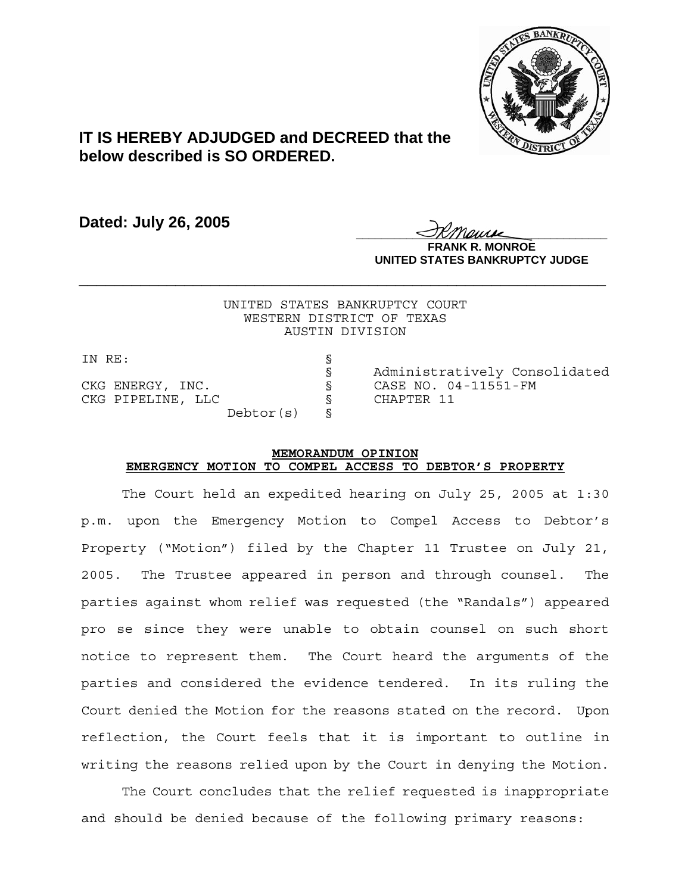**IT IS HEREBY ADJUDGED and DECREED that the below described is SO ORDERED.**

**Dated: July 26, 2005**

**FRANK R. MONROE**
**UNITED STATES BANKRUPTCY JUDGE**

---

UNITED STATES BANKRUPTCY COURT
WESTERN DISTRICT OF TEXAS
AUSTIN DIVISION

| | | |
|---|---|---|
| IN RE: | § | |
| | § | Administratively Consolidated |
| CKG ENERGY, INC. | § | CASE NO. 04-11551-FM |
| CKG PIPELINE, LLC | § | CHAPTER 11 |
| Debtor(s) | § | |

**MEMORANDUM OPINION**
**EMERGENCY MOTION TO COMPEL ACCESS TO DEBTOR'S PROPERTY**

The Court held an expedited hearing on July 25, 2005 at 1:30 p.m. upon the Emergency Motion to Compel Access to Debtor's Property ("Motion") filed by the Chapter 11 Trustee on July 21, 2005. The Trustee appeared in person and through counsel. The parties against whom relief was requested (the "Randals") appeared pro se since they were unable to obtain counsel on such short notice to represent them. The Court heard the arguments of the parties and considered the evidence tendered. In its ruling the Court denied the Motion for the reasons stated on the record. Upon reflection, the Court feels that it is important to outline in writing the reasons relied upon by the Court in denying the Motion.

The Court concludes that the relief requested is inappropriate and should be denied because of the following primary reasons: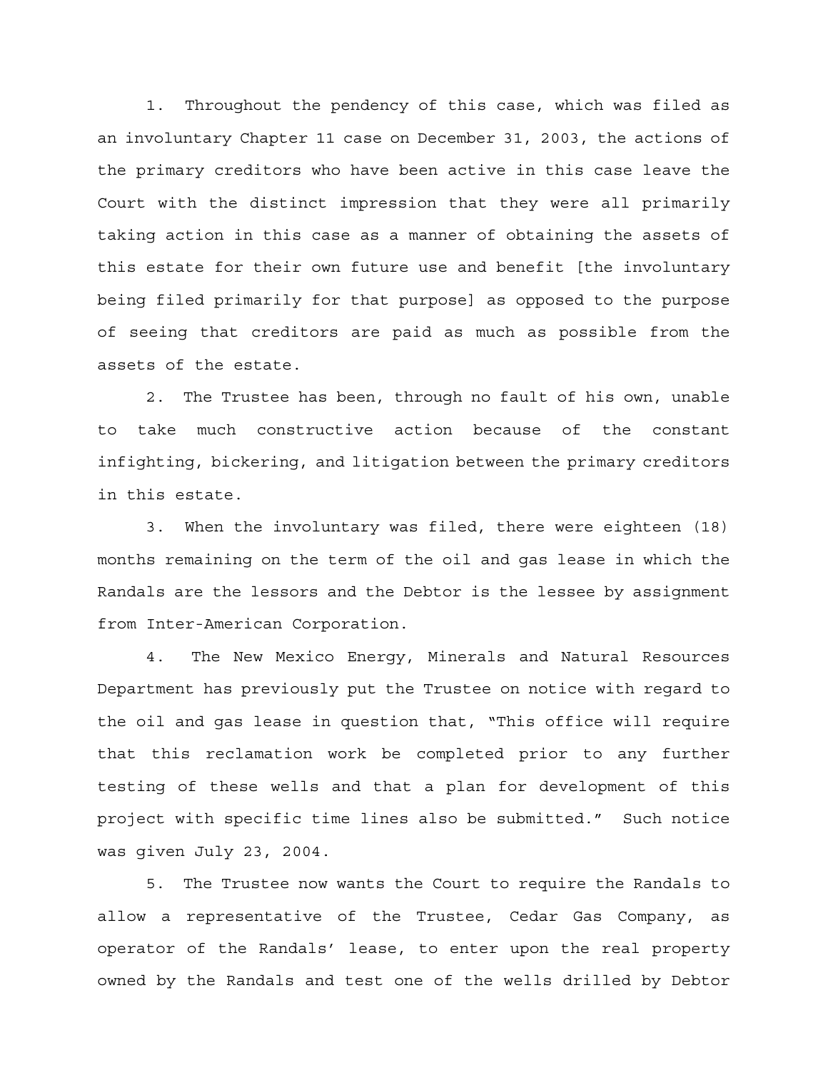1. Throughout the pendency of this case, which was filed as an involuntary Chapter 11 case on December 31, 2003, the actions of the primary creditors who have been active in this case leave the Court with the distinct impression that they were all primarily taking action in this case as a manner of obtaining the assets of this estate for their own future use and benefit [the involuntary being filed primarily for that purpose] as opposed to the purpose of seeing that creditors are paid as much as possible from the assets of the estate.

2. The Trustee has been, through no fault of his own, unable to take much constructive action because of the constant infighting, bickering, and litigation between the primary creditors in this estate.

3. When the involuntary was filed, there were eighteen (18) months remaining on the term of the oil and gas lease in which the Randals are the lessors and the Debtor is the lessee by assignment from Inter-American Corporation.

4. The New Mexico Energy, Minerals and Natural Resources Department has previously put the Trustee on notice with regard to the oil and gas lease in question that, "This office will require that this reclamation work be completed prior to any further testing of these wells and that a plan for development of this project with specific time lines also be submitted." Such notice was given July 23, 2004.

5. The Trustee now wants the Court to require the Randals to allow a representative of the Trustee, Cedar Gas Company, as operator of the Randals' lease, to enter upon the real property owned by the Randals and test one of the wells drilled by Debtor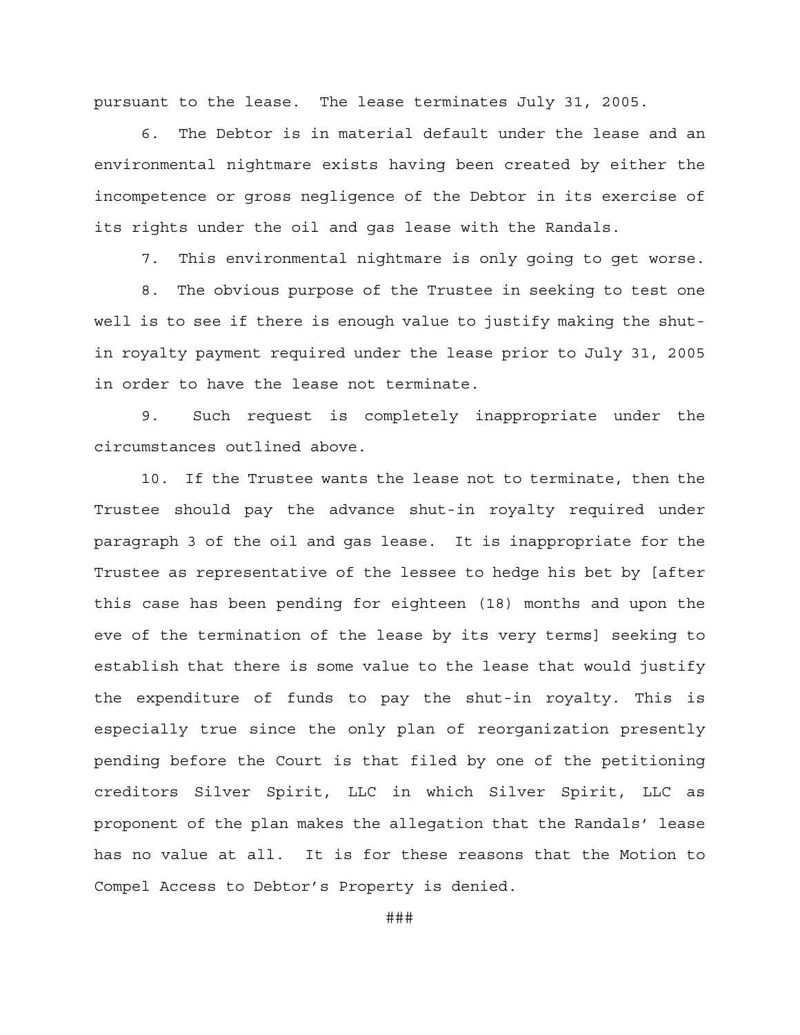pursuant to the lease. The lease terminates July 31, 2005.

6. The Debtor is in material default under the lease and an environmental nightmare exists having been created by either the incompetence or gross negligence of the Debtor in its exercise of its rights under the oil and gas lease with the Randals.

7. This environmental nightmare is only going to get worse.

8. The obvious purpose of the Trustee in seeking to test one well is to see if there is enough value to justify making the shut-in royalty payment required under the lease prior to July 31, 2005 in order to have the lease not terminate.

9. Such request is completely inappropriate under the circumstances outlined above.

10. If the Trustee wants the lease not to terminate, then the Trustee should pay the advance shut-in royalty required under paragraph 3 of the oil and gas lease. It is inappropriate for the Trustee as representative of the lessee to hedge his bet by [after this case has been pending for eighteen (18) months and upon the eve of the termination of the lease by its very terms] seeking to establish that there is some value to the lease that would justify the expenditure of funds to pay the shut-in royalty. This is especially true since the only plan of reorganization presently pending before the Court is that filed by one of the petitioning creditors Silver Spirit, LLC in which Silver Spirit, LLC as proponent of the plan makes the allegation that the Randals' lease has no value at all. It is for these reasons that the Motion to Compel Access to Debtor's Property is denied.

###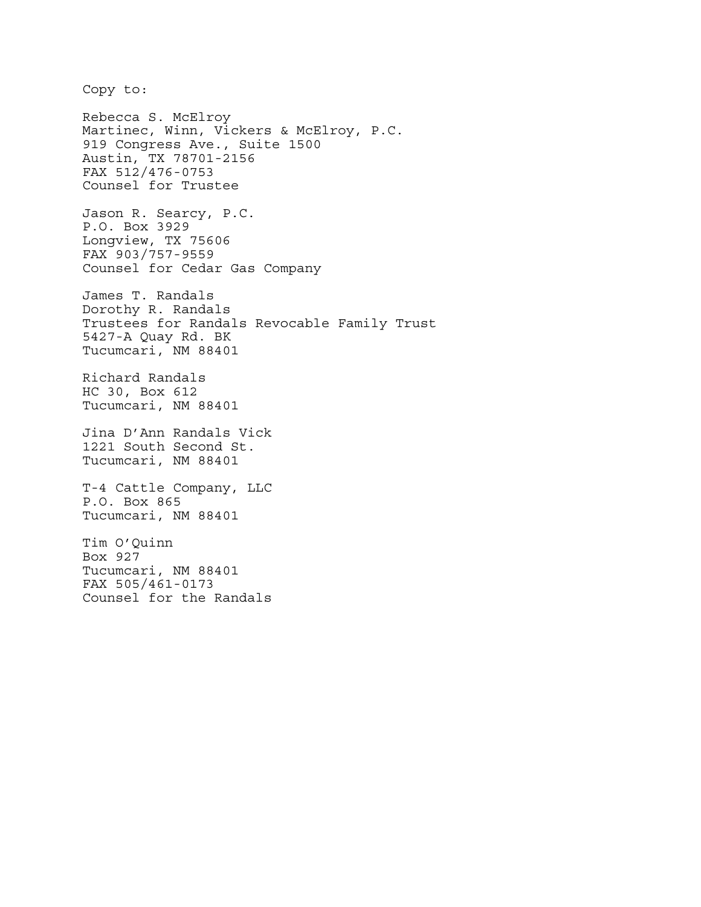Copy to:

Rebecca S. McElroy  
Martinec, Winn, Vickers & McElroy, P.C.  
919 Congress Ave., Suite 1500  
Austin, TX 78701-2156  
FAX 512/476-0753  
Counsel for Trustee

Jason R. Searcy, P.C.  
P.O. Box 3929  
Longview, TX 75606  
FAX 903/757-9559  
Counsel for Cedar Gas Company

James T. Randals  
Dorothy R. Randals  
Trustees for Randals Revocable Family Trust  
5427-A Quay Rd. BK  
Tucumcari, NM 88401

Richard Randals  
HC 30, Box 612  
Tucumcari, NM 88401

Jina D'Ann Randals Vick  
1221 South Second St.  
Tucumcari, NM 88401

T-4 Cattle Company, LLC  
P.O. Box 865  
Tucumcari, NM 88401

Tim O'Quinn  
Box 927  
Tucumcari, NM 88401  
FAX 505/461-0173  
Counsel for the Randals